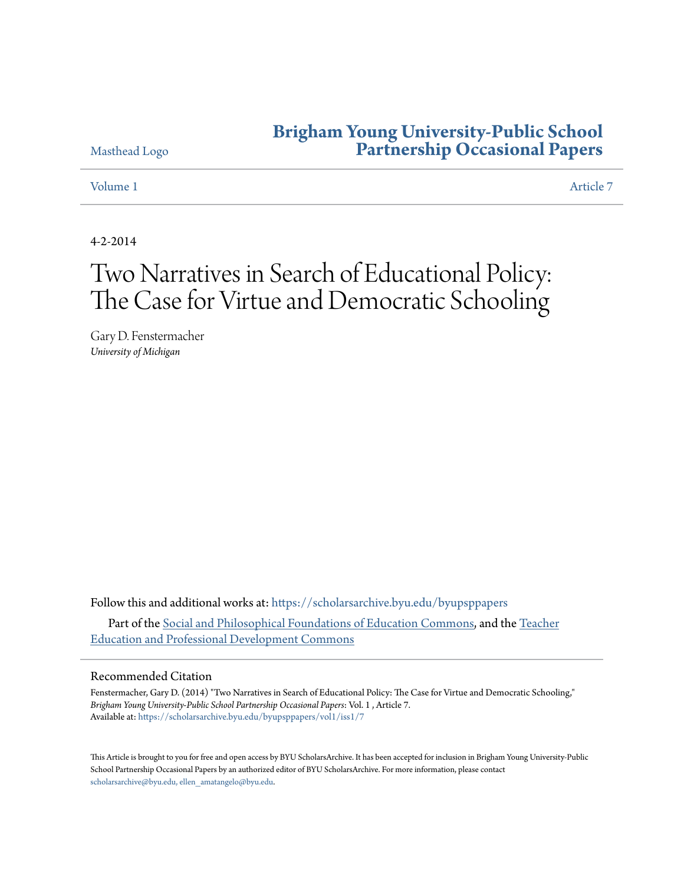Masthead Logo

# Brigham Young University-Public School Partnership Occasional Papers

Volume 1 Article 7

4-2-2014

# Two Narratives in Search of Educational Policy: The Case for Virtue and Democratic Schooling

Gary D. Fenstermacher
*University of Michigan*

Follow this and additional works at: https://scholarsarchive.byu.edu/byupsppapers

Part of the Social and Philosophical Foundations of Education Commons, and the Teacher Education and Professional Development Commons

## Recommended Citation

Fenstermacher, Gary D. (2014) "Two Narratives in Search of Educational Policy: The Case for Virtue and Democratic Schooling," *Brigham Young University-Public School Partnership Occasional Papers*: Vol. 1 , Article 7.
Available at: https://scholarsarchive.byu.edu/byupsppapers/vol1/iss1/7

This Article is brought to you for free and open access by BYU ScholarsArchive. It has been accepted for inclusion in Brigham Young University-Public School Partnership Occasional Papers by an authorized editor of BYU ScholarsArchive. For more information, please contact scholarsarchive@byu.edu, ellen_amatangelo@byu.edu.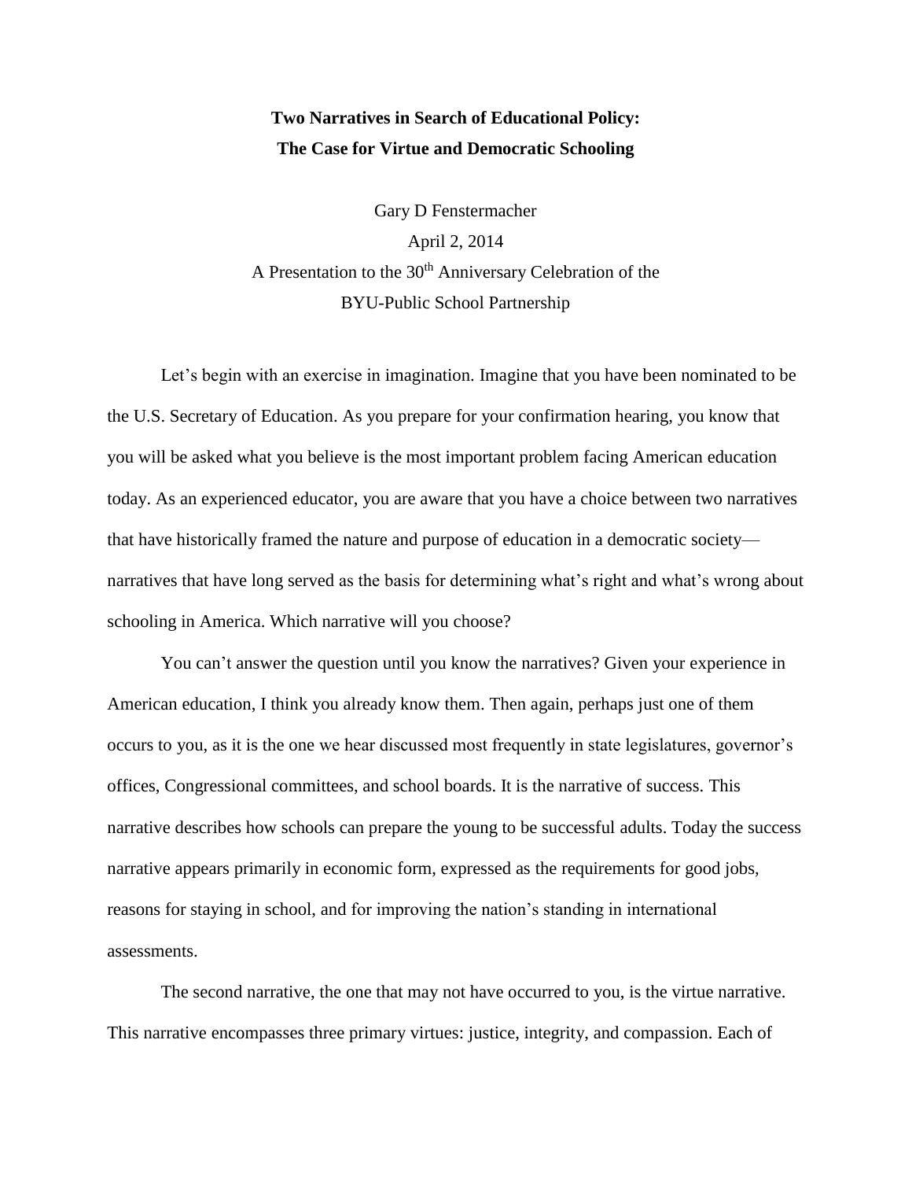**Two Narratives in Search of Educational Policy:**
**The Case for Virtue and Democratic Schooling**

Gary D Fenstermacher
April 2, 2014
A Presentation to the 30th Anniversary Celebration of the
BYU-Public School Partnership

Let's begin with an exercise in imagination. Imagine that you have been nominated to be the U.S. Secretary of Education. As you prepare for your confirmation hearing, you know that you will be asked what you believe is the most important problem facing American education today. As an experienced educator, you are aware that you have a choice between two narratives that have historically framed the nature and purpose of education in a democratic society—narratives that have long served as the basis for determining what's right and what's wrong about schooling in America. Which narrative will you choose?

You can't answer the question until you know the narratives? Given your experience in American education, I think you already know them. Then again, perhaps just one of them occurs to you, as it is the one we hear discussed most frequently in state legislatures, governor's offices, Congressional committees, and school boards. It is the narrative of success. This narrative describes how schools can prepare the young to be successful adults. Today the success narrative appears primarily in economic form, expressed as the requirements for good jobs, reasons for staying in school, and for improving the nation's standing in international assessments.

The second narrative, the one that may not have occurred to you, is the virtue narrative. This narrative encompasses three primary virtues: justice, integrity, and compassion. Each of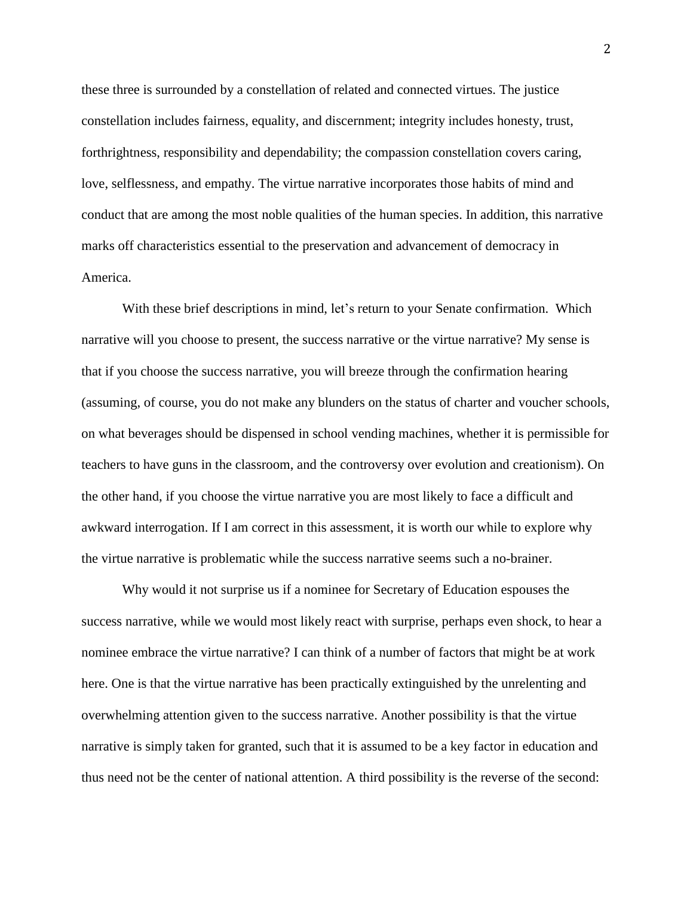these three is surrounded by a constellation of related and connected virtues. The justice constellation includes fairness, equality, and discernment; integrity includes honesty, trust, forthrightness, responsibility and dependability; the compassion constellation covers caring, love, selflessness, and empathy. The virtue narrative incorporates those habits of mind and conduct that are among the most noble qualities of the human species. In addition, this narrative marks off characteristics essential to the preservation and advancement of democracy in America.

With these brief descriptions in mind, let's return to your Senate confirmation. Which narrative will you choose to present, the success narrative or the virtue narrative? My sense is that if you choose the success narrative, you will breeze through the confirmation hearing (assuming, of course, you do not make any blunders on the status of charter and voucher schools, on what beverages should be dispensed in school vending machines, whether it is permissible for teachers to have guns in the classroom, and the controversy over evolution and creationism). On the other hand, if you choose the virtue narrative you are most likely to face a difficult and awkward interrogation. If I am correct in this assessment, it is worth our while to explore why the virtue narrative is problematic while the success narrative seems such a no-brainer.

Why would it not surprise us if a nominee for Secretary of Education espouses the success narrative, while we would most likely react with surprise, perhaps even shock, to hear a nominee embrace the virtue narrative? I can think of a number of factors that might be at work here. One is that the virtue narrative has been practically extinguished by the unrelenting and overwhelming attention given to the success narrative. Another possibility is that the virtue narrative is simply taken for granted, such that it is assumed to be a key factor in education and thus need not be the center of national attention. A third possibility is the reverse of the second: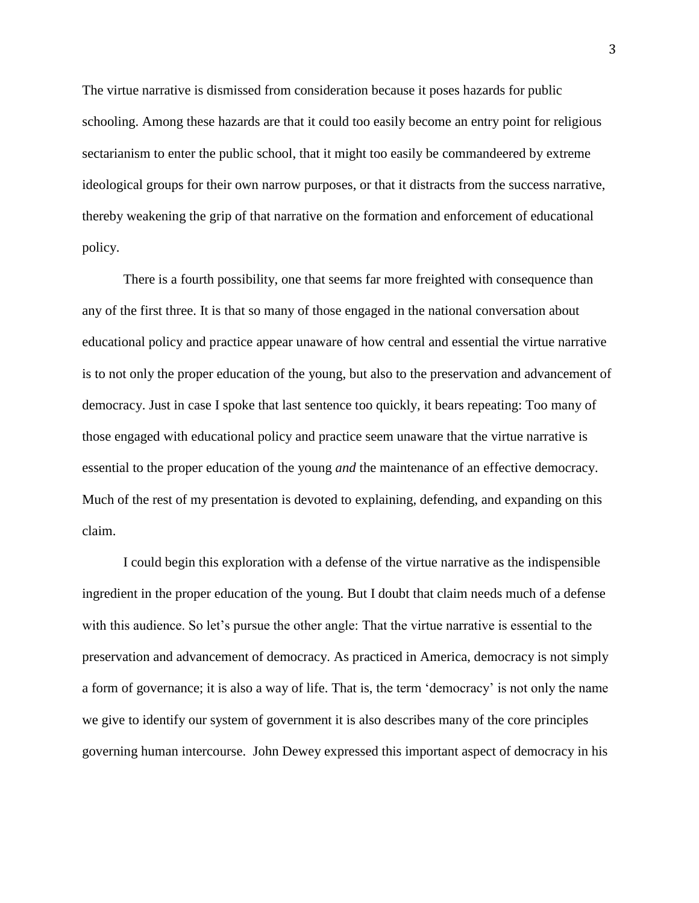The virtue narrative is dismissed from consideration because it poses hazards for public schooling. Among these hazards are that it could too easily become an entry point for religious sectarianism to enter the public school, that it might too easily be commandeered by extreme ideological groups for their own narrow purposes, or that it distracts from the success narrative, thereby weakening the grip of that narrative on the formation and enforcement of educational policy.

There is a fourth possibility, one that seems far more freighted with consequence than any of the first three. It is that so many of those engaged in the national conversation about educational policy and practice appear unaware of how central and essential the virtue narrative is to not only the proper education of the young, but also to the preservation and advancement of democracy. Just in case I spoke that last sentence too quickly, it bears repeating: Too many of those engaged with educational policy and practice seem unaware that the virtue narrative is essential to the proper education of the young *and* the maintenance of an effective democracy. Much of the rest of my presentation is devoted to explaining, defending, and expanding on this claim.

I could begin this exploration with a defense of the virtue narrative as the indispensible ingredient in the proper education of the young. But I doubt that claim needs much of a defense with this audience. So let's pursue the other angle: That the virtue narrative is essential to the preservation and advancement of democracy. As practiced in America, democracy is not simply a form of governance; it is also a way of life. That is, the term 'democracy' is not only the name we give to identify our system of government it is also describes many of the core principles governing human intercourse. John Dewey expressed this important aspect of democracy in his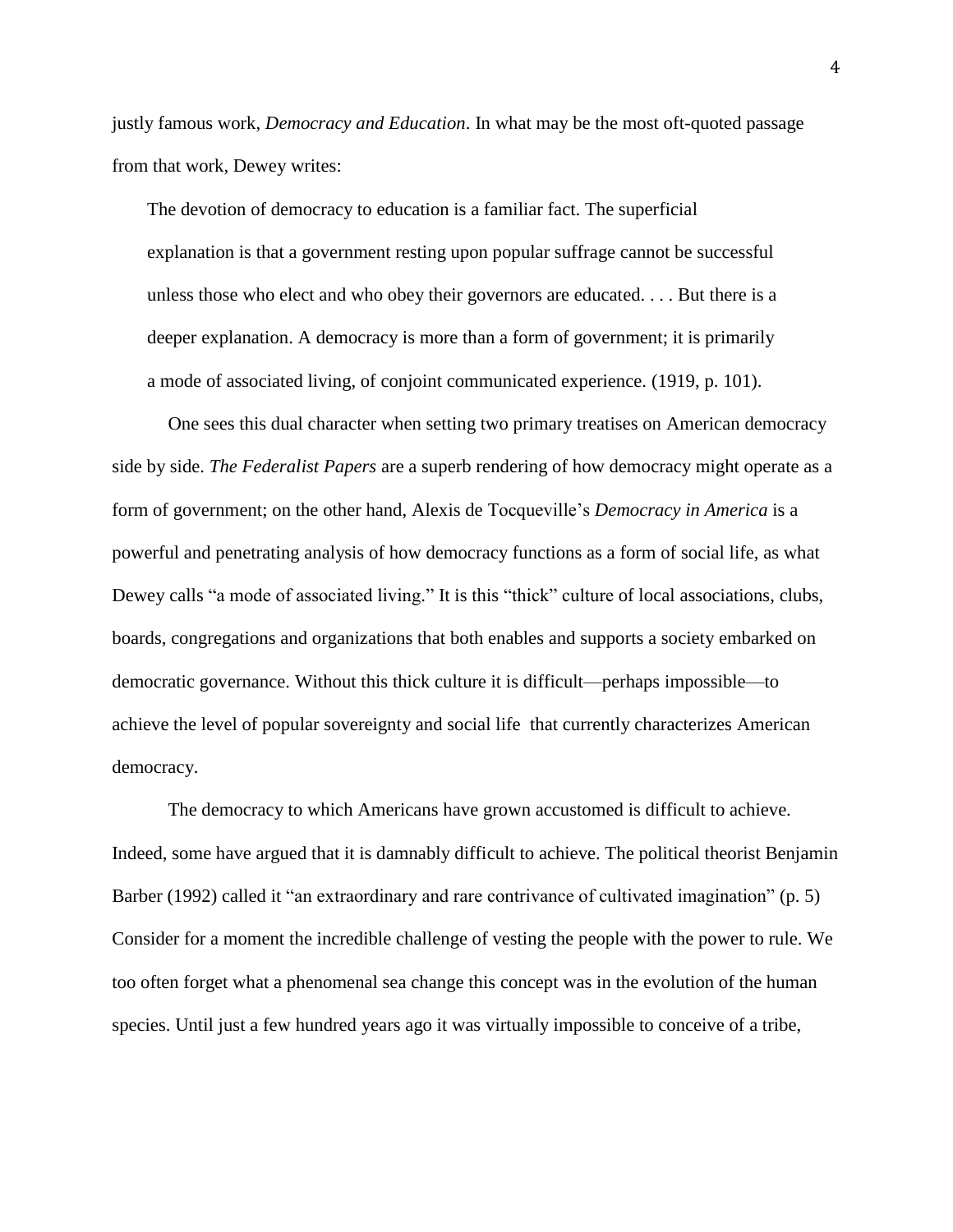justly famous work, *Democracy and Education*. In what may be the most oft-quoted passage from that work, Dewey writes:

> The devotion of democracy to education is a familiar fact. The superficial explanation is that a government resting upon popular suffrage cannot be successful unless those who elect and who obey their governors are educated. . . . But there is a deeper explanation. A democracy is more than a form of government; it is primarily a mode of associated living, of conjoint communicated experience. (1919, p. 101).

One sees this dual character when setting two primary treatises on American democracy side by side. *The Federalist Papers* are a superb rendering of how democracy might operate as a form of government; on the other hand, Alexis de Tocqueville's *Democracy in America* is a powerful and penetrating analysis of how democracy functions as a form of social life, as what Dewey calls "a mode of associated living." It is this "thick" culture of local associations, clubs, boards, congregations and organizations that both enables and supports a society embarked on democratic governance. Without this thick culture it is difficult—perhaps impossible—to achieve the level of popular sovereignty and social life that currently characterizes American democracy.

The democracy to which Americans have grown accustomed is difficult to achieve. Indeed, some have argued that it is damnably difficult to achieve. The political theorist Benjamin Barber (1992) called it "an extraordinary and rare contrivance of cultivated imagination" (p. 5) Consider for a moment the incredible challenge of vesting the people with the power to rule. We too often forget what a phenomenal sea change this concept was in the evolution of the human species. Until just a few hundred years ago it was virtually impossible to conceive of a tribe,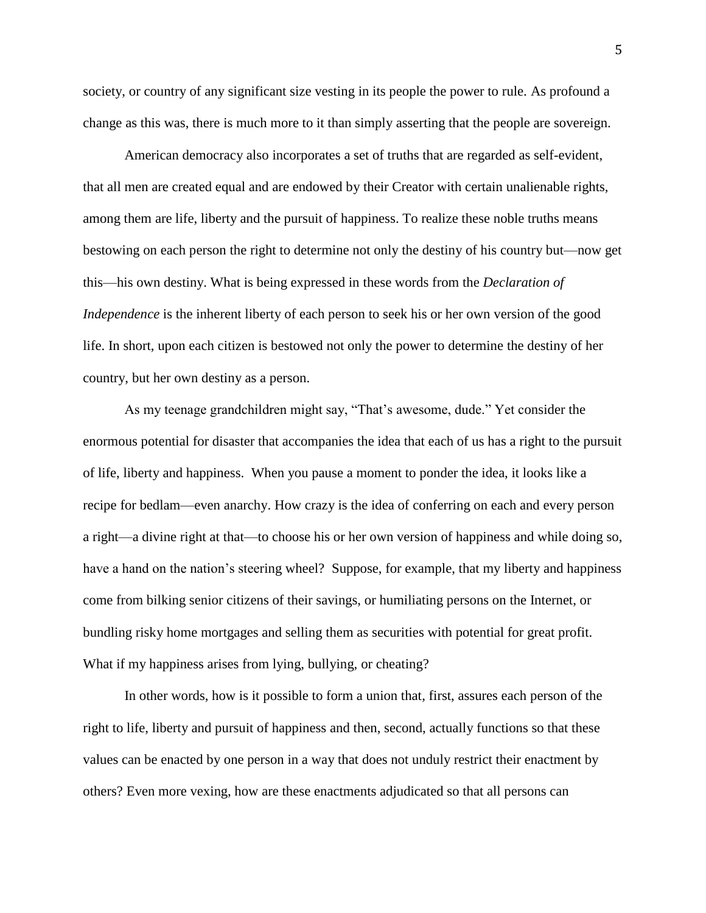society, or country of any significant size vesting in its people the power to rule. As profound a change as this was, there is much more to it than simply asserting that the people are sovereign.

American democracy also incorporates a set of truths that are regarded as self-evident, that all men are created equal and are endowed by their Creator with certain unalienable rights, among them are life, liberty and the pursuit of happiness. To realize these noble truths means bestowing on each person the right to determine not only the destiny of his country but—now get this—his own destiny. What is being expressed in these words from the *Declaration of Independence* is the inherent liberty of each person to seek his or her own version of the good life. In short, upon each citizen is bestowed not only the power to determine the destiny of her country, but her own destiny as a person.

As my teenage grandchildren might say, "That's awesome, dude." Yet consider the enormous potential for disaster that accompanies the idea that each of us has a right to the pursuit of life, liberty and happiness. When you pause a moment to ponder the idea, it looks like a recipe for bedlam—even anarchy. How crazy is the idea of conferring on each and every person a right—a divine right at that—to choose his or her own version of happiness and while doing so, have a hand on the nation's steering wheel? Suppose, for example, that my liberty and happiness come from bilking senior citizens of their savings, or humiliating persons on the Internet, or bundling risky home mortgages and selling them as securities with potential for great profit. What if my happiness arises from lying, bullying, or cheating?

In other words, how is it possible to form a union that, first, assures each person of the right to life, liberty and pursuit of happiness and then, second, actually functions so that these values can be enacted by one person in a way that does not unduly restrict their enactment by others? Even more vexing, how are these enactments adjudicated so that all persons can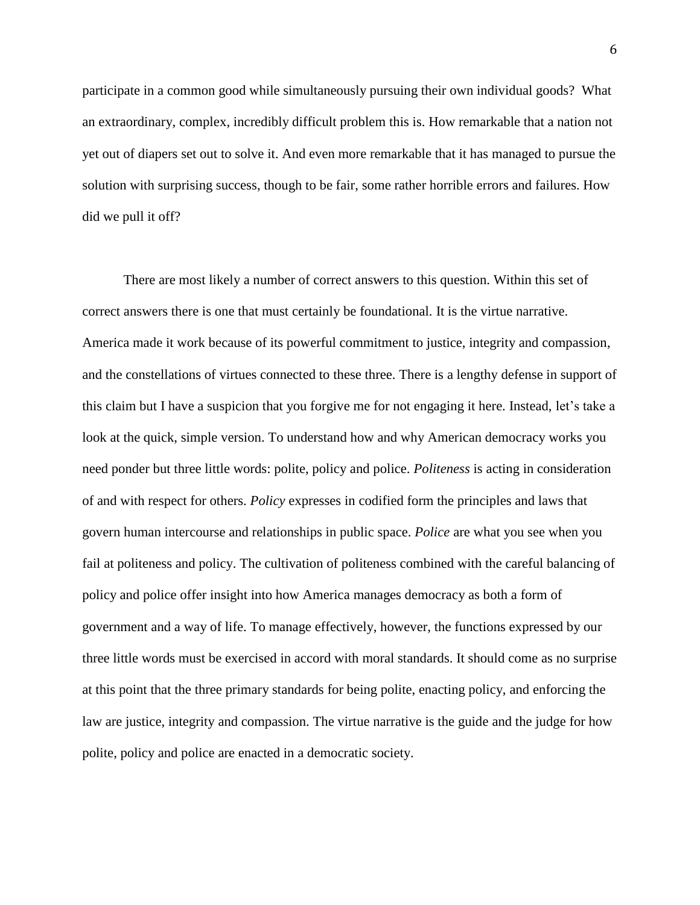participate in a common good while simultaneously pursuing their own individual goods? What an extraordinary, complex, incredibly difficult problem this is. How remarkable that a nation not yet out of diapers set out to solve it. And even more remarkable that it has managed to pursue the solution with surprising success, though to be fair, some rather horrible errors and failures. How did we pull it off?

There are most likely a number of correct answers to this question. Within this set of correct answers there is one that must certainly be foundational. It is the virtue narrative. America made it work because of its powerful commitment to justice, integrity and compassion, and the constellations of virtues connected to these three. There is a lengthy defense in support of this claim but I have a suspicion that you forgive me for not engaging it here. Instead, let's take a look at the quick, simple version. To understand how and why American democracy works you need ponder but three little words: polite, policy and police. *Politeness* is acting in consideration of and with respect for others. *Policy* expresses in codified form the principles and laws that govern human intercourse and relationships in public space. *Police* are what you see when you fail at politeness and policy. The cultivation of politeness combined with the careful balancing of policy and police offer insight into how America manages democracy as both a form of government and a way of life. To manage effectively, however, the functions expressed by our three little words must be exercised in accord with moral standards. It should come as no surprise at this point that the three primary standards for being polite, enacting policy, and enforcing the law are justice, integrity and compassion. The virtue narrative is the guide and the judge for how polite, policy and police are enacted in a democratic society.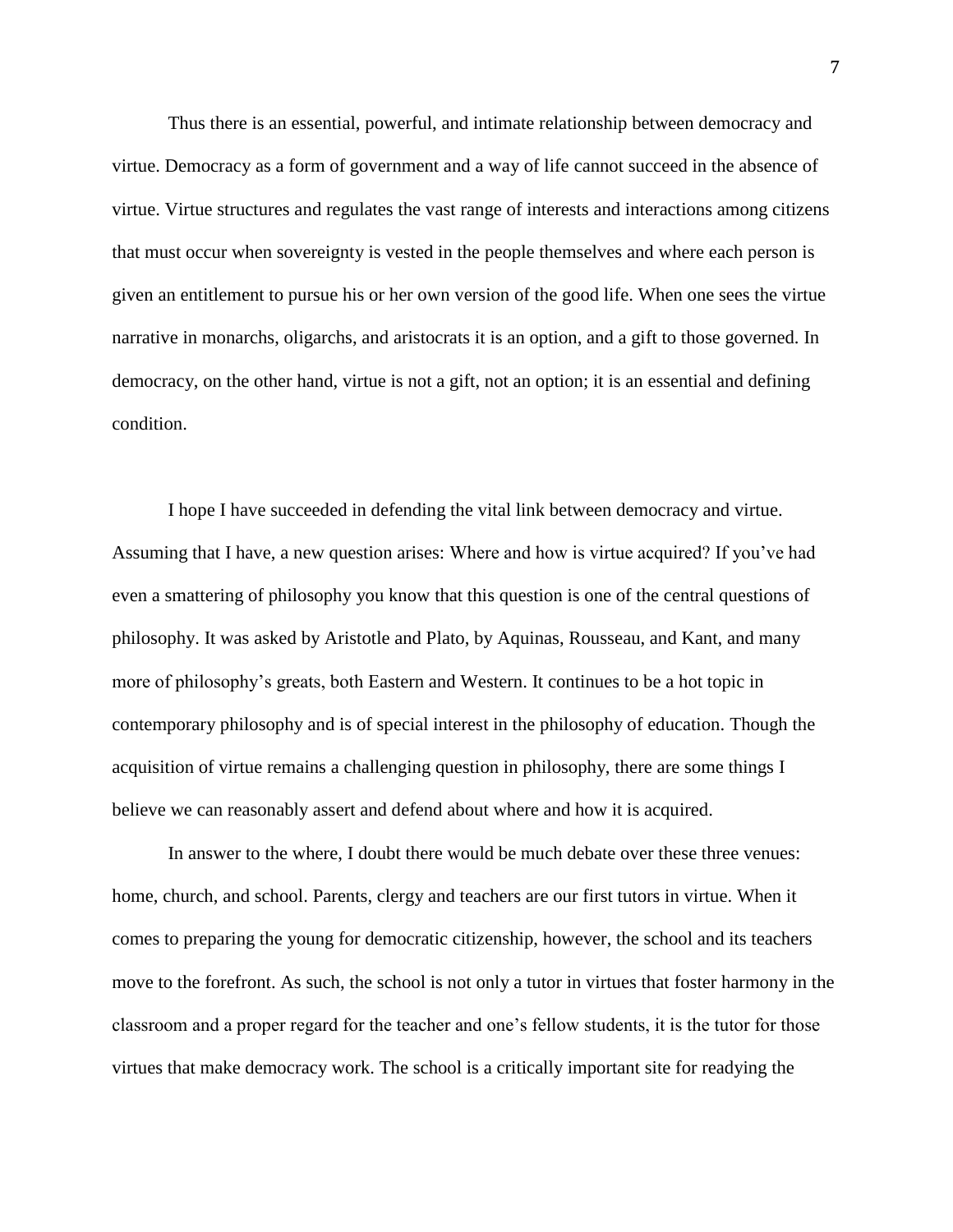Thus there is an essential, powerful, and intimate relationship between democracy and virtue. Democracy as a form of government and a way of life cannot succeed in the absence of virtue. Virtue structures and regulates the vast range of interests and interactions among citizens that must occur when sovereignty is vested in the people themselves and where each person is given an entitlement to pursue his or her own version of the good life. When one sees the virtue narrative in monarchs, oligarchs, and aristocrats it is an option, and a gift to those governed. In democracy, on the other hand, virtue is not a gift, not an option; it is an essential and defining condition.

I hope I have succeeded in defending the vital link between democracy and virtue. Assuming that I have, a new question arises: Where and how is virtue acquired? If you've had even a smattering of philosophy you know that this question is one of the central questions of philosophy. It was asked by Aristotle and Plato, by Aquinas, Rousseau, and Kant, and many more of philosophy's greats, both Eastern and Western. It continues to be a hot topic in contemporary philosophy and is of special interest in the philosophy of education. Though the acquisition of virtue remains a challenging question in philosophy, there are some things I believe we can reasonably assert and defend about where and how it is acquired.

In answer to the where, I doubt there would be much debate over these three venues: home, church, and school. Parents, clergy and teachers are our first tutors in virtue. When it comes to preparing the young for democratic citizenship, however, the school and its teachers move to the forefront. As such, the school is not only a tutor in virtues that foster harmony in the classroom and a proper regard for the teacher and one's fellow students, it is the tutor for those virtues that make democracy work. The school is a critically important site for readying the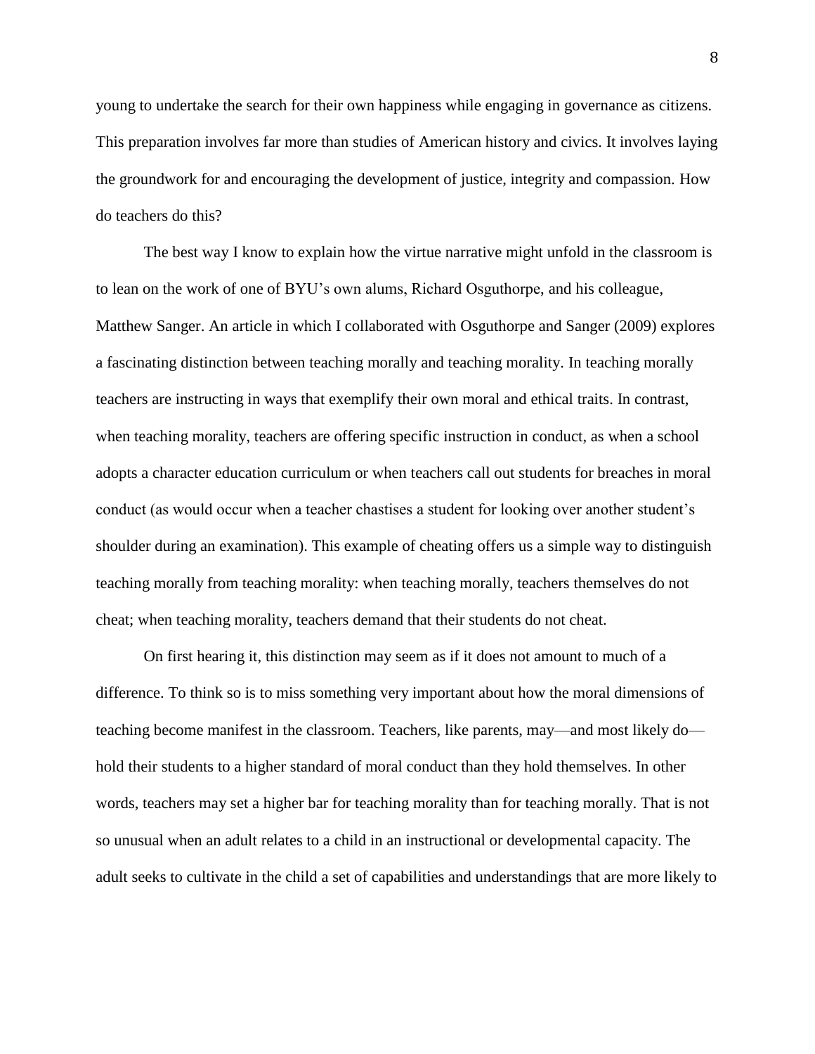young to undertake the search for their own happiness while engaging in governance as citizens. This preparation involves far more than studies of American history and civics. It involves laying the groundwork for and encouraging the development of justice, integrity and compassion. How do teachers do this?

The best way I know to explain how the virtue narrative might unfold in the classroom is to lean on the work of one of BYU's own alums, Richard Osguthorpe, and his colleague, Matthew Sanger. An article in which I collaborated with Osguthorpe and Sanger (2009) explores a fascinating distinction between teaching morally and teaching morality. In teaching morally teachers are instructing in ways that exemplify their own moral and ethical traits. In contrast, when teaching morality, teachers are offering specific instruction in conduct, as when a school adopts a character education curriculum or when teachers call out students for breaches in moral conduct (as would occur when a teacher chastises a student for looking over another student's shoulder during an examination). This example of cheating offers us a simple way to distinguish teaching morally from teaching morality: when teaching morally, teachers themselves do not cheat; when teaching morality, teachers demand that their students do not cheat.

On first hearing it, this distinction may seem as if it does not amount to much of a difference. To think so is to miss something very important about how the moral dimensions of teaching become manifest in the classroom. Teachers, like parents, may—and most likely do—hold their students to a higher standard of moral conduct than they hold themselves. In other words, teachers may set a higher bar for teaching morality than for teaching morally. That is not so unusual when an adult relates to a child in an instructional or developmental capacity. The adult seeks to cultivate in the child a set of capabilities and understandings that are more likely to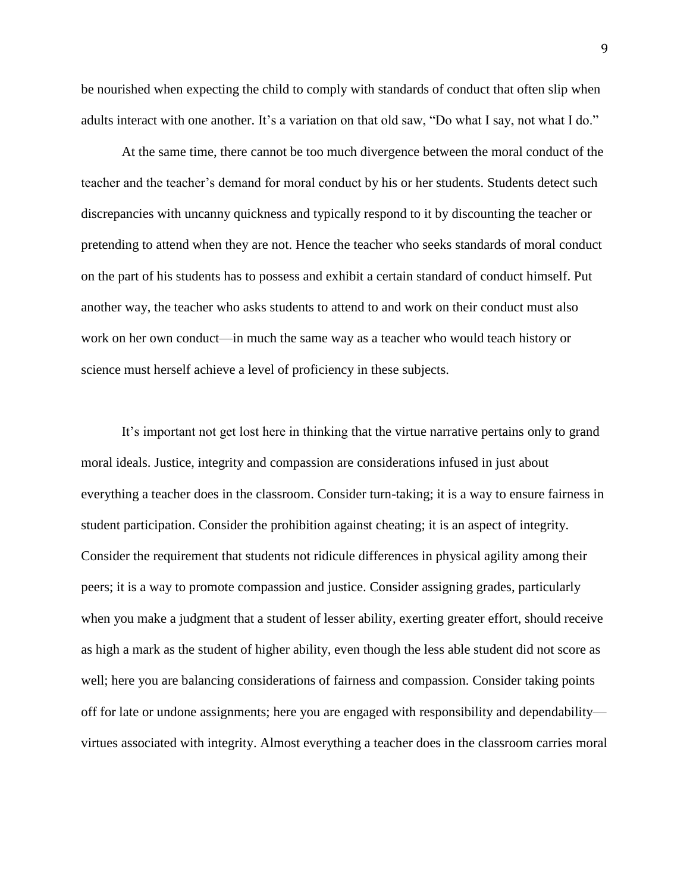be nourished when expecting the child to comply with standards of conduct that often slip when adults interact with one another. It's a variation on that old saw, "Do what I say, not what I do."

At the same time, there cannot be too much divergence between the moral conduct of the teacher and the teacher's demand for moral conduct by his or her students. Students detect such discrepancies with uncanny quickness and typically respond to it by discounting the teacher or pretending to attend when they are not. Hence the teacher who seeks standards of moral conduct on the part of his students has to possess and exhibit a certain standard of conduct himself. Put another way, the teacher who asks students to attend to and work on their conduct must also work on her own conduct—in much the same way as a teacher who would teach history or science must herself achieve a level of proficiency in these subjects.

It's important not get lost here in thinking that the virtue narrative pertains only to grand moral ideals. Justice, integrity and compassion are considerations infused in just about everything a teacher does in the classroom. Consider turn-taking; it is a way to ensure fairness in student participation. Consider the prohibition against cheating; it is an aspect of integrity. Consider the requirement that students not ridicule differences in physical agility among their peers; it is a way to promote compassion and justice. Consider assigning grades, particularly when you make a judgment that a student of lesser ability, exerting greater effort, should receive as high a mark as the student of higher ability, even though the less able student did not score as well; here you are balancing considerations of fairness and compassion. Consider taking points off for late or undone assignments; here you are engaged with responsibility and dependability—virtues associated with integrity. Almost everything a teacher does in the classroom carries moral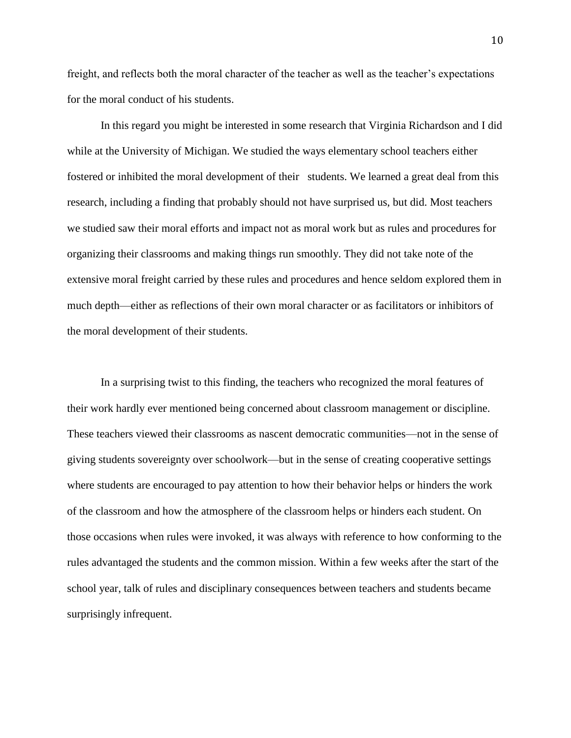freight, and reflects both the moral character of the teacher as well as the teacher's expectations for the moral conduct of his students.

In this regard you might be interested in some research that Virginia Richardson and I did while at the University of Michigan. We studied the ways elementary school teachers either fostered or inhibited the moral development of their students. We learned a great deal from this research, including a finding that probably should not have surprised us, but did. Most teachers we studied saw their moral efforts and impact not as moral work but as rules and procedures for organizing their classrooms and making things run smoothly. They did not take note of the extensive moral freight carried by these rules and procedures and hence seldom explored them in much depth—either as reflections of their own moral character or as facilitators or inhibitors of the moral development of their students.

In a surprising twist to this finding, the teachers who recognized the moral features of their work hardly ever mentioned being concerned about classroom management or discipline. These teachers viewed their classrooms as nascent democratic communities—not in the sense of giving students sovereignty over schoolwork—but in the sense of creating cooperative settings where students are encouraged to pay attention to how their behavior helps or hinders the work of the classroom and how the atmosphere of the classroom helps or hinders each student. On those occasions when rules were invoked, it was always with reference to how conforming to the rules advantaged the students and the common mission. Within a few weeks after the start of the school year, talk of rules and disciplinary consequences between teachers and students became surprisingly infrequent.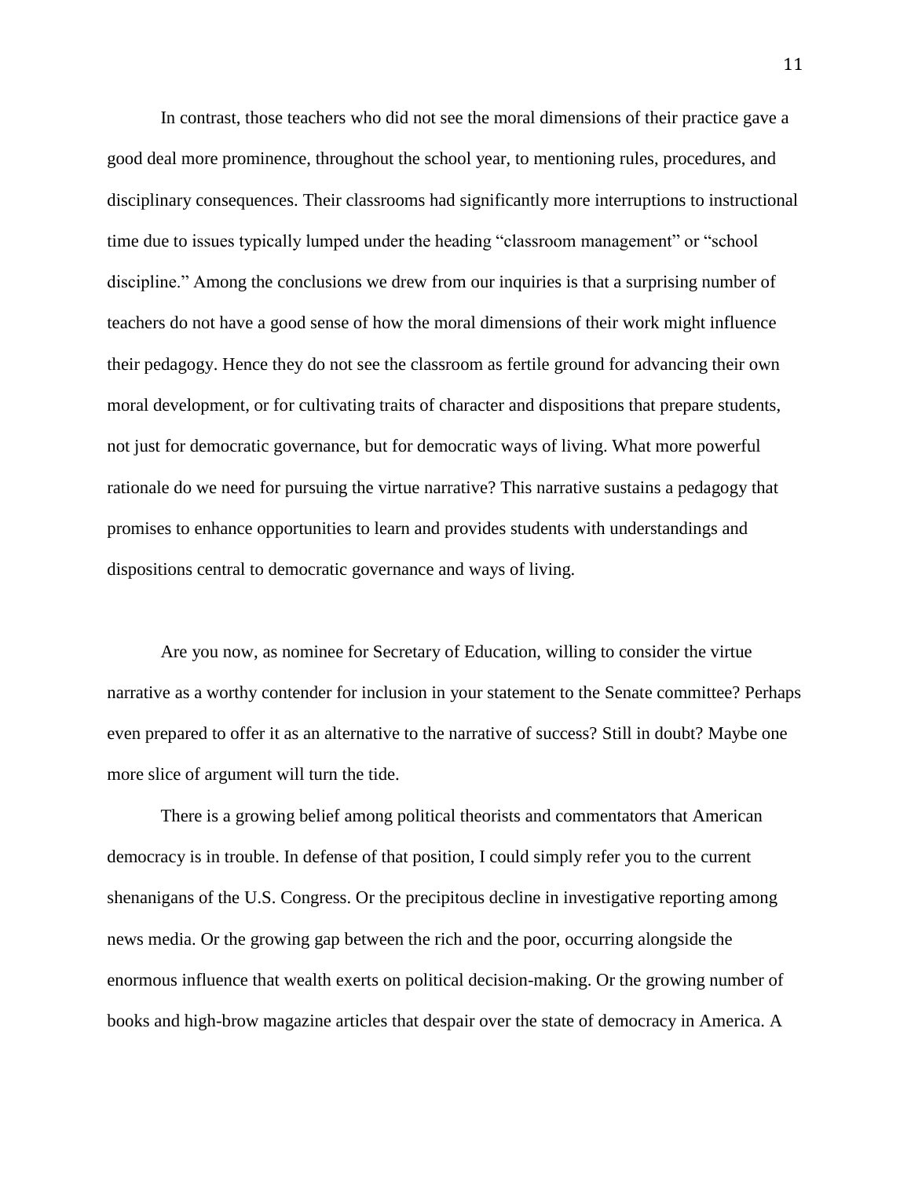In contrast, those teachers who did not see the moral dimensions of their practice gave a good deal more prominence, throughout the school year, to mentioning rules, procedures, and disciplinary consequences. Their classrooms had significantly more interruptions to instructional time due to issues typically lumped under the heading "classroom management" or "school discipline." Among the conclusions we drew from our inquiries is that a surprising number of teachers do not have a good sense of how the moral dimensions of their work might influence their pedagogy. Hence they do not see the classroom as fertile ground for advancing their own moral development, or for cultivating traits of character and dispositions that prepare students, not just for democratic governance, but for democratic ways of living. What more powerful rationale do we need for pursuing the virtue narrative? This narrative sustains a pedagogy that promises to enhance opportunities to learn and provides students with understandings and dispositions central to democratic governance and ways of living.

Are you now, as nominee for Secretary of Education, willing to consider the virtue narrative as a worthy contender for inclusion in your statement to the Senate committee? Perhaps even prepared to offer it as an alternative to the narrative of success? Still in doubt? Maybe one more slice of argument will turn the tide.

There is a growing belief among political theorists and commentators that American democracy is in trouble. In defense of that position, I could simply refer you to the current shenanigans of the U.S. Congress. Or the precipitous decline in investigative reporting among news media. Or the growing gap between the rich and the poor, occurring alongside the enormous influence that wealth exerts on political decision-making. Or the growing number of books and high-brow magazine articles that despair over the state of democracy in America. A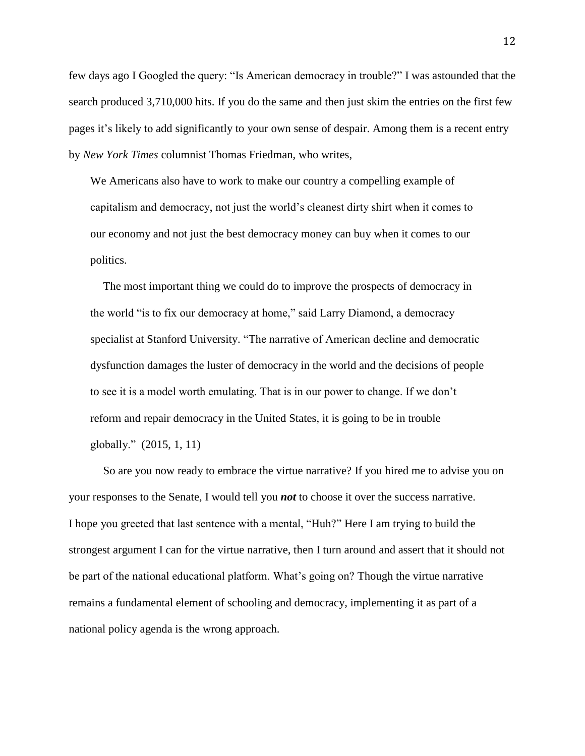few days ago I Googled the query: "Is American democracy in trouble?" I was astounded that the search produced 3,710,000 hits. If you do the same and then just skim the entries on the first few pages it's likely to add significantly to your own sense of despair. Among them is a recent entry by *New York Times* columnist Thomas Friedman, who writes,

> We Americans also have to work to make our country a compelling example of capitalism and democracy, not just the world's cleanest dirty shirt when it comes to our economy and not just the best democracy money can buy when it comes to our politics.
>
> The most important thing we could do to improve the prospects of democracy in the world "is to fix our democracy at home," said Larry Diamond, a democracy specialist at Stanford University. "The narrative of American decline and democratic dysfunction damages the luster of democracy in the world and the decisions of people to see it is a model worth emulating. That is in our power to change. If we don't reform and repair democracy in the United States, it is going to be in trouble globally." (2015, 1, 11)

So are you now ready to embrace the virtue narrative? If you hired me to advise you on your responses to the Senate, I would tell you ***not*** to choose it over the success narrative. I hope you greeted that last sentence with a mental, "Huh?" Here I am trying to build the strongest argument I can for the virtue narrative, then I turn around and assert that it should not be part of the national educational platform. What's going on? Though the virtue narrative remains a fundamental element of schooling and democracy, implementing it as part of a national policy agenda is the wrong approach.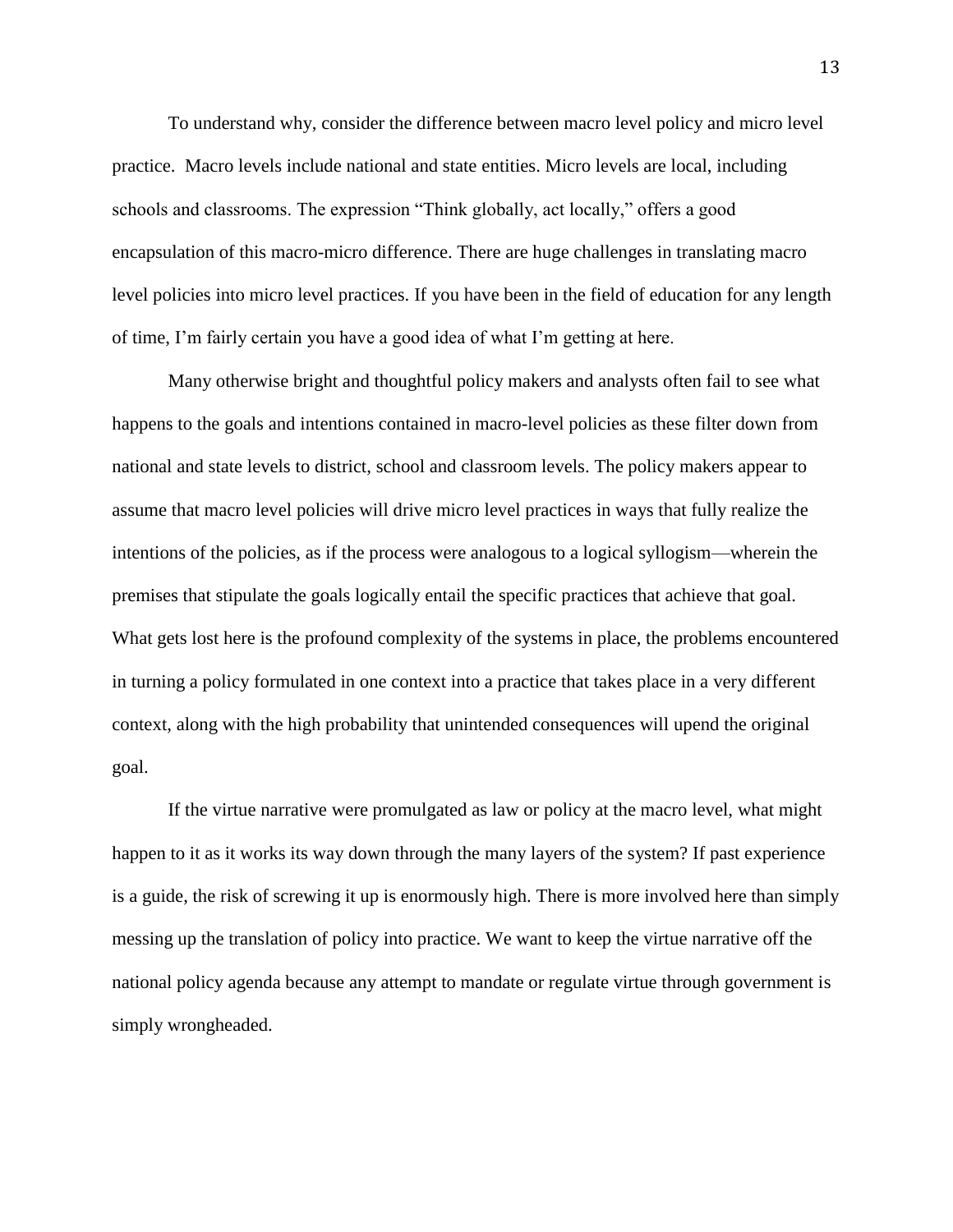To understand why, consider the difference between macro level policy and micro level practice. Macro levels include national and state entities. Micro levels are local, including schools and classrooms. The expression "Think globally, act locally," offers a good encapsulation of this macro-micro difference. There are huge challenges in translating macro level policies into micro level practices. If you have been in the field of education for any length of time, I'm fairly certain you have a good idea of what I'm getting at here.

Many otherwise bright and thoughtful policy makers and analysts often fail to see what happens to the goals and intentions contained in macro-level policies as these filter down from national and state levels to district, school and classroom levels. The policy makers appear to assume that macro level policies will drive micro level practices in ways that fully realize the intentions of the policies, as if the process were analogous to a logical syllogism—wherein the premises that stipulate the goals logically entail the specific practices that achieve that goal. What gets lost here is the profound complexity of the systems in place, the problems encountered in turning a policy formulated in one context into a practice that takes place in a very different context, along with the high probability that unintended consequences will upend the original goal.

If the virtue narrative were promulgated as law or policy at the macro level, what might happen to it as it works its way down through the many layers of the system? If past experience is a guide, the risk of screwing it up is enormously high. There is more involved here than simply messing up the translation of policy into practice. We want to keep the virtue narrative off the national policy agenda because any attempt to mandate or regulate virtue through government is simply wrongheaded.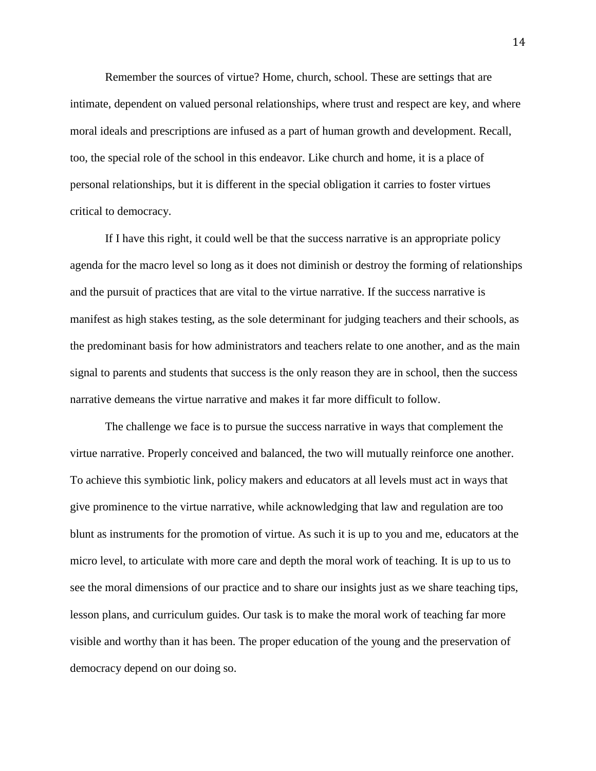Remember the sources of virtue? Home, church, school. These are settings that are intimate, dependent on valued personal relationships, where trust and respect are key, and where moral ideals and prescriptions are infused as a part of human growth and development. Recall, too, the special role of the school in this endeavor. Like church and home, it is a place of personal relationships, but it is different in the special obligation it carries to foster virtues critical to democracy.

If I have this right, it could well be that the success narrative is an appropriate policy agenda for the macro level so long as it does not diminish or destroy the forming of relationships and the pursuit of practices that are vital to the virtue narrative. If the success narrative is manifest as high stakes testing, as the sole determinant for judging teachers and their schools, as the predominant basis for how administrators and teachers relate to one another, and as the main signal to parents and students that success is the only reason they are in school, then the success narrative demeans the virtue narrative and makes it far more difficult to follow.

The challenge we face is to pursue the success narrative in ways that complement the virtue narrative. Properly conceived and balanced, the two will mutually reinforce one another. To achieve this symbiotic link, policy makers and educators at all levels must act in ways that give prominence to the virtue narrative, while acknowledging that law and regulation are too blunt as instruments for the promotion of virtue. As such it is up to you and me, educators at the micro level, to articulate with more care and depth the moral work of teaching. It is up to us to see the moral dimensions of our practice and to share our insights just as we share teaching tips, lesson plans, and curriculum guides. Our task is to make the moral work of teaching far more visible and worthy than it has been. The proper education of the young and the preservation of democracy depend on our doing so.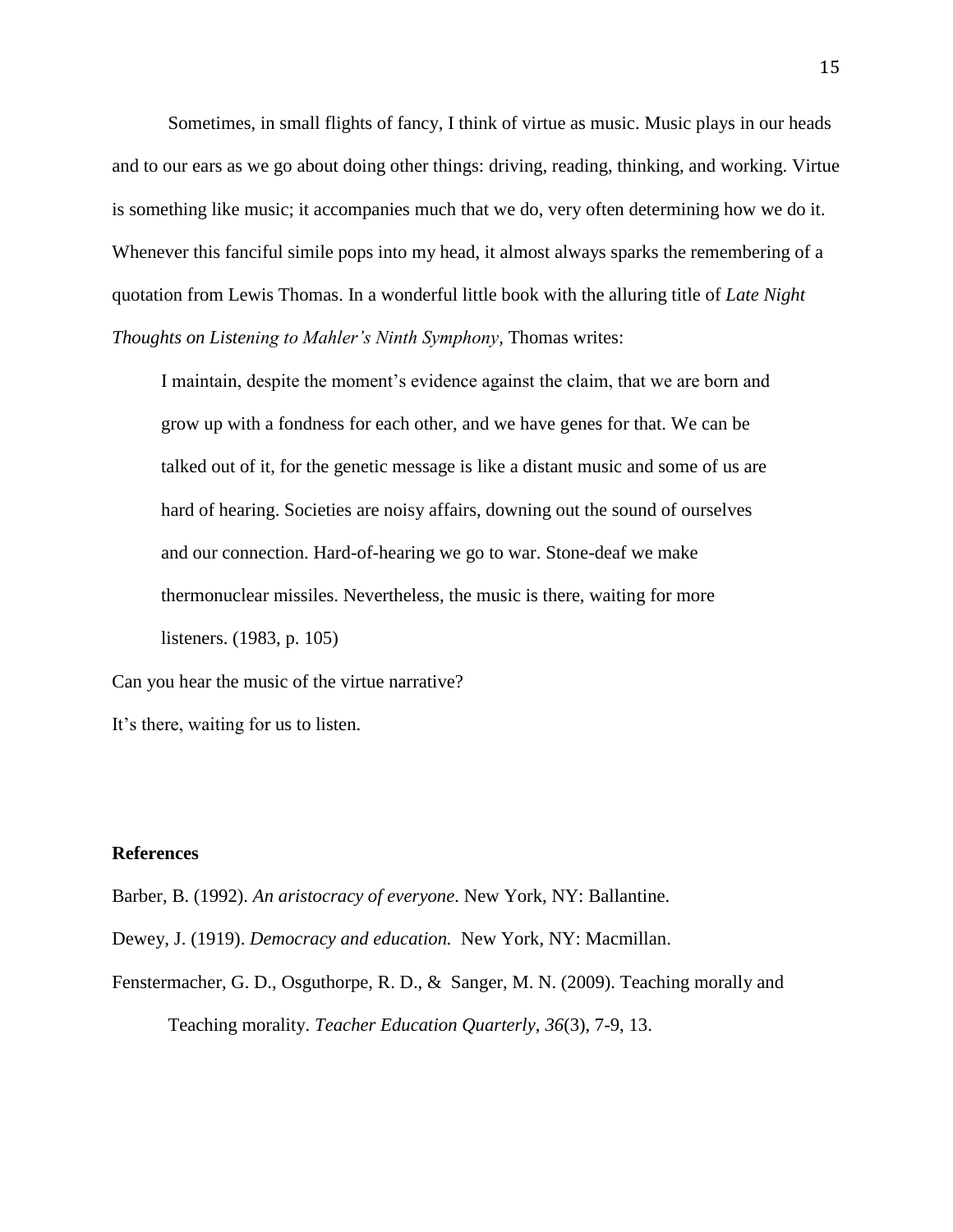Sometimes, in small flights of fancy, I think of virtue as music. Music plays in our heads and to our ears as we go about doing other things: driving, reading, thinking, and working. Virtue is something like music; it accompanies much that we do, very often determining how we do it. Whenever this fanciful simile pops into my head, it almost always sparks the remembering of a quotation from Lewis Thomas. In a wonderful little book with the alluring title of *Late Night Thoughts on Listening to Mahler's Ninth Symphony*, Thomas writes:

> I maintain, despite the moment's evidence against the claim, that we are born and grow up with a fondness for each other, and we have genes for that. We can be talked out of it, for the genetic message is like a distant music and some of us are hard of hearing. Societies are noisy affairs, downing out the sound of ourselves and our connection. Hard-of-hearing we go to war. Stone-deaf we make thermonuclear missiles. Nevertheless, the music is there, waiting for more listeners. (1983, p. 105)

Can you hear the music of the virtue narrative?

It's there, waiting for us to listen.

**References**

Barber, B. (1992). *An aristocracy of everyone*. New York, NY: Ballantine.

Dewey, J. (1919). *Democracy and education.* New York, NY: Macmillan.

Fenstermacher, G. D., Osguthorpe, R. D., & Sanger, M. N. (2009). Teaching morally and Teaching morality. *Teacher Education Quarterly*, *36*(3), 7-9, 13.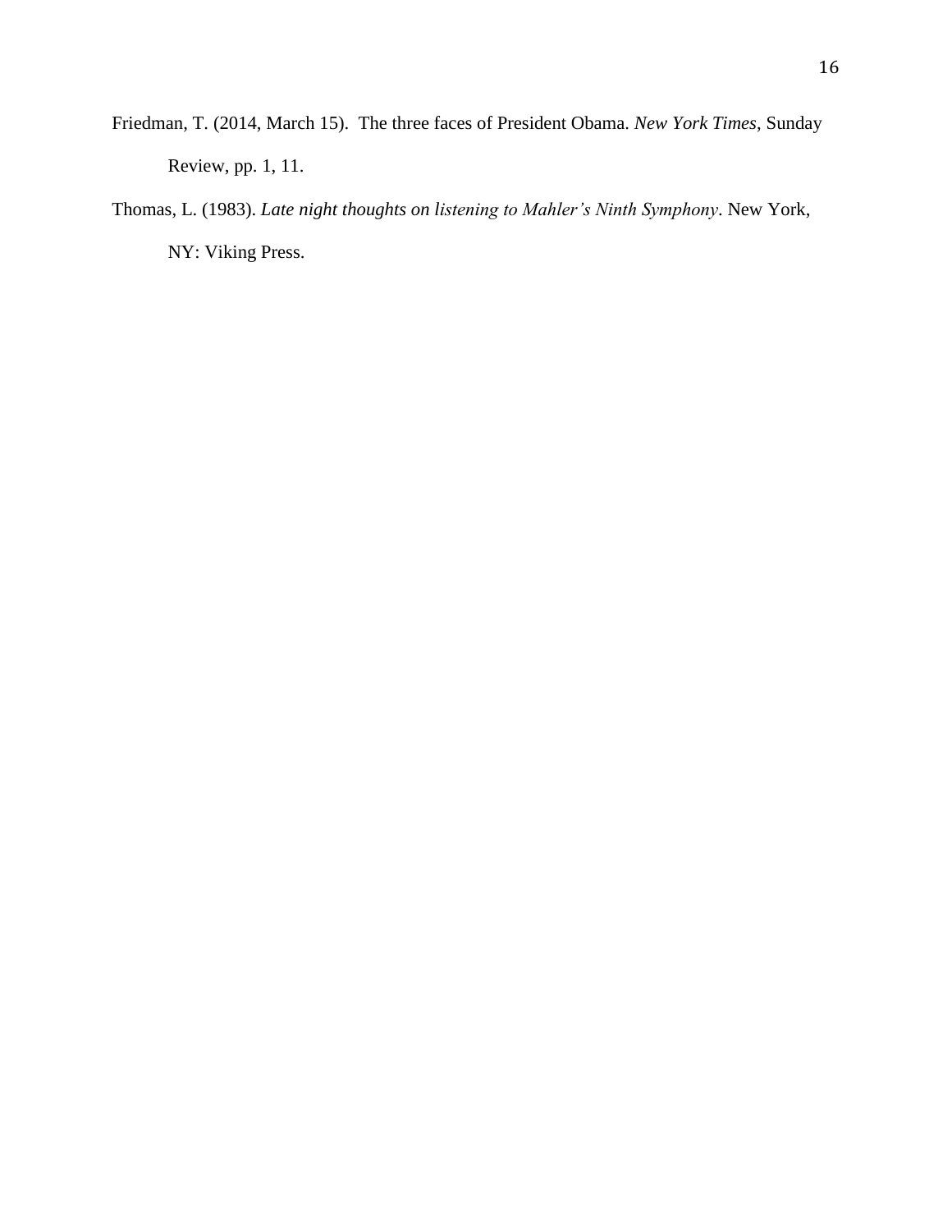Friedman, T. (2014, March 15). The three faces of President Obama. *New York Times,* Sunday Review, pp. 1, 11.

Thomas, L. (1983). *Late night thoughts on listening to Mahler's Ninth Symphony*. New York, NY: Viking Press.